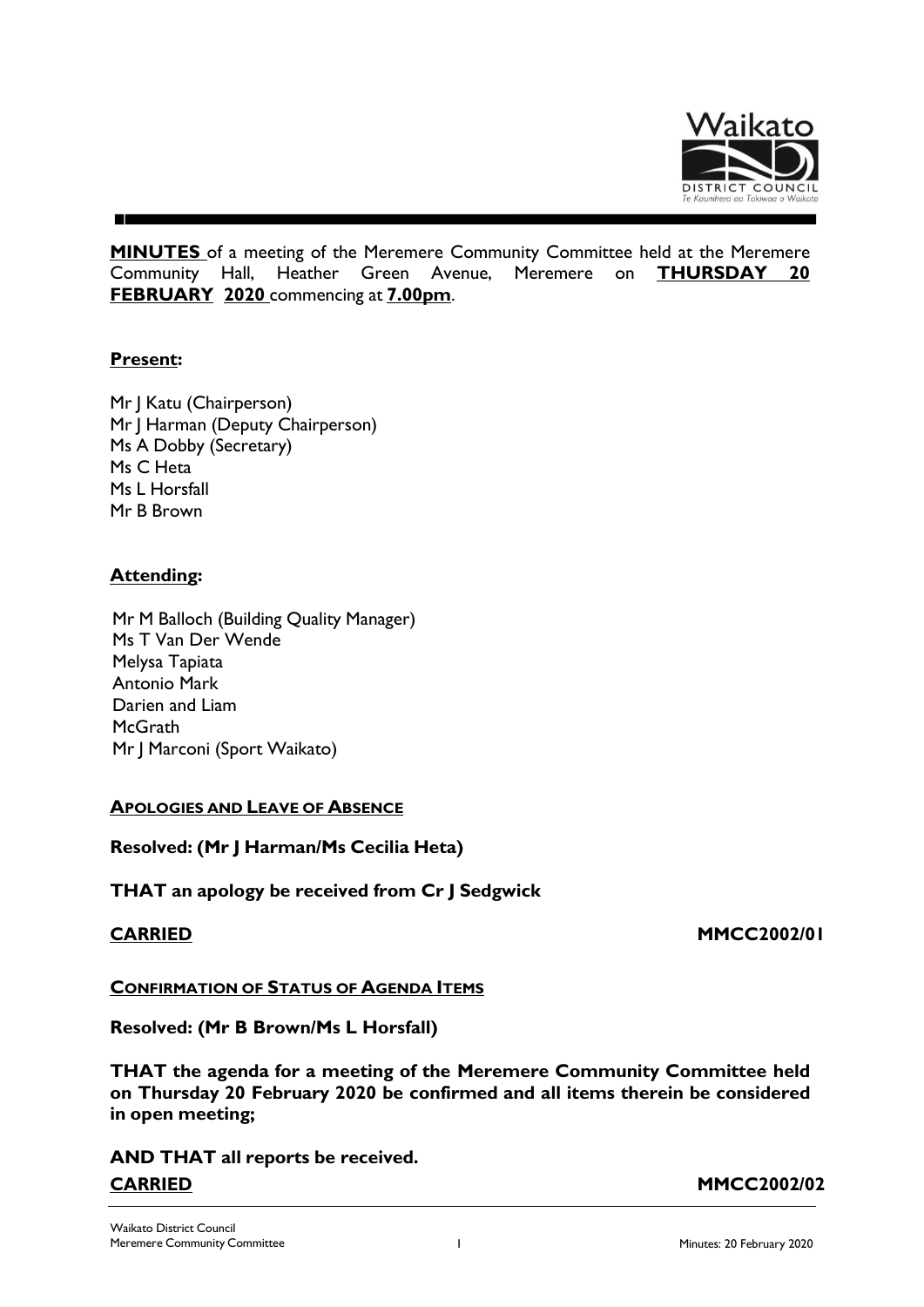**MINUTES** of a meeting of the Meremere Community Committee held at the Meremere Community Hall, Heather Green Avenue, Meremere on **THURSDAY 20 FEBRUARY 2020** commencing at **7.00pm**.

**Present:**

Mr J Katu (Chairperson)
Mr J Harman (Deputy Chairperson)
Ms A Dobby (Secretary)
Ms C Heta
Ms L Horsfall
Mr B Brown

**Attending:**

Mr M Balloch (Building Quality Manager)
Ms T Van Der Wende
Melysa Tapiata
Antonio Mark
Darien and Liam
McGrath
Mr J Marconi (Sport Waikato)

**APOLOGIES AND LEAVE OF ABSENCE**

**Resolved: (Mr J Harman/Ms Cecilia Heta)**

**THAT an apology be received from Cr J Sedgwick**

**CARRIED** **MMCC2002/01**

**CONFIRMATION OF STATUS OF AGENDA ITEMS**

**Resolved: (Mr B Brown/Ms L Horsfall)**

**THAT the agenda for a meeting of the Meremere Community Committee held on Thursday 20 February 2020 be confirmed and all items therein be considered in open meeting;**

**AND THAT all reports be received.**

**CARRIED** **MMCC2002/02**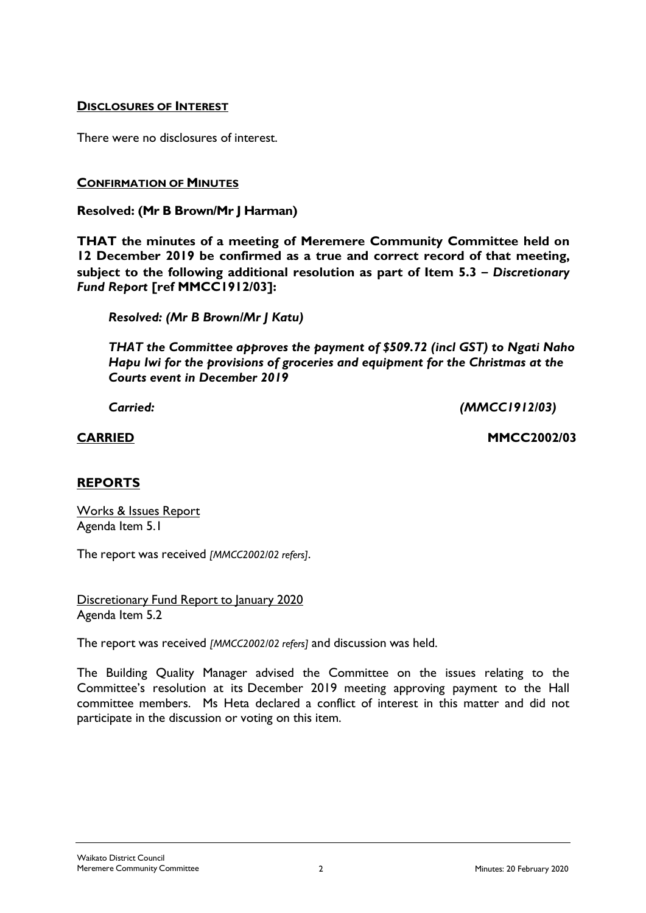**DISCLOSURES OF INTEREST**

There were no disclosures of interest.

**CONFIRMATION OF MINUTES**

**Resolved: (Mr B Brown/Mr J Harman)**

**THAT the minutes of a meeting of Meremere Community Committee held on 12 December 2019 be confirmed as a true and correct record of that meeting, subject to the following additional resolution as part of Item 5.3 –** ***Discretionary Fund Report*** **[ref MMCC1912/03]:**

> ***Resolved: (Mr B Brown/Mr J Katu)***
>
> ***THAT the Committee approves the payment of $509.72 (incl GST) to Ngati Naho Hapu Iwi for the provisions of groceries and equipment for the Christmas at the Courts event in December 2019***
>
> ***Carried: (MMCC1912/03)***

**CARRIED MMCC2002/03**

## REPORTS

Works & Issues Report
Agenda Item 5.1

The report was received *[MMCC2002/02 refers]*.

Discretionary Fund Report to January 2020
Agenda Item 5.2

The report was received *[MMCC2002/02 refers]* and discussion was held.

The Building Quality Manager advised the Committee on the issues relating to the Committee's resolution at its December 2019 meeting approving payment to the Hall committee members. Ms Heta declared a conflict of interest in this matter and did not participate in the discussion or voting on this item.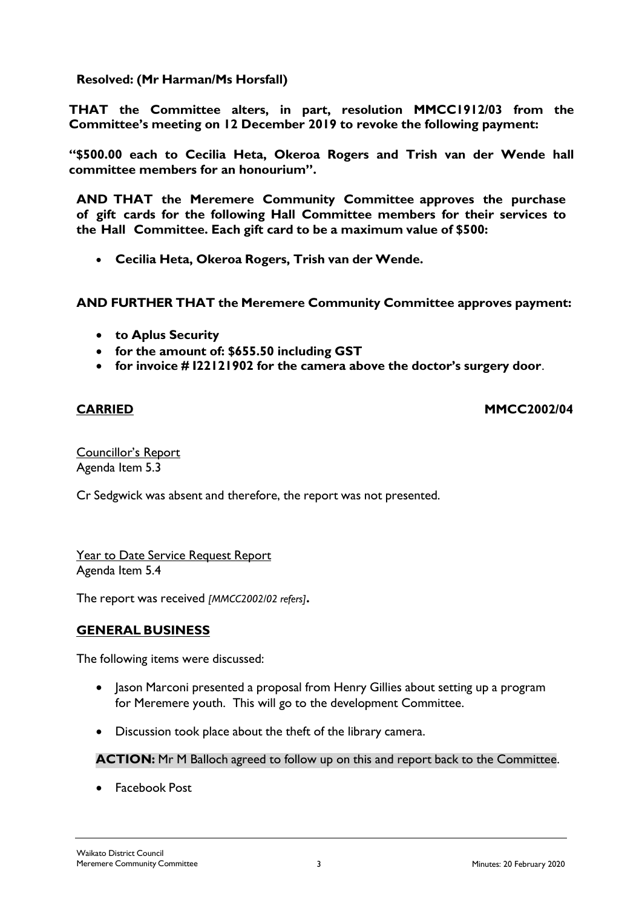**Resolved: (Mr Harman/Ms Horsfall)**

**THAT the Committee alters, in part, resolution MMCC1912/03 from the Committee's meeting on 12 December 2019 to revoke the following payment:**

**"$500.00 each to Cecilia Heta, Okeroa Rogers and Trish van der Wende hall committee members for an honourium".**

**AND THAT the Meremere Community Committee approves the purchase of gift cards for the following Hall Committee members for their services to the Hall Committee. Each gift card to be a maximum value of $500:**

- **Cecilia Heta, Okeroa Rogers, Trish van der Wende.**

**AND FURTHER THAT the Meremere Community Committee approves payment:**

- **to Aplus Security**
- **for the amount of: $655.50 including GST**
- **for invoice # I22121902 for the camera above the doctor's surgery door**.

**CARRIED** **MMCC2002/04**

Councillor's Report
Agenda Item 5.3

Cr Sedgwick was absent and therefore, the report was not presented.

Year to Date Service Request Report
Agenda Item 5.4

The report was received *[MMCC2002/02 refers]*.

## GENERAL BUSINESS

The following items were discussed:

- Jason Marconi presented a proposal from Henry Gillies about setting up a program for Meremere youth. This will go to the development Committee.
- Discussion took place about the theft of the library camera.

**ACTION:** Mr M Balloch agreed to follow up on this and report back to the Committee.

- Facebook Post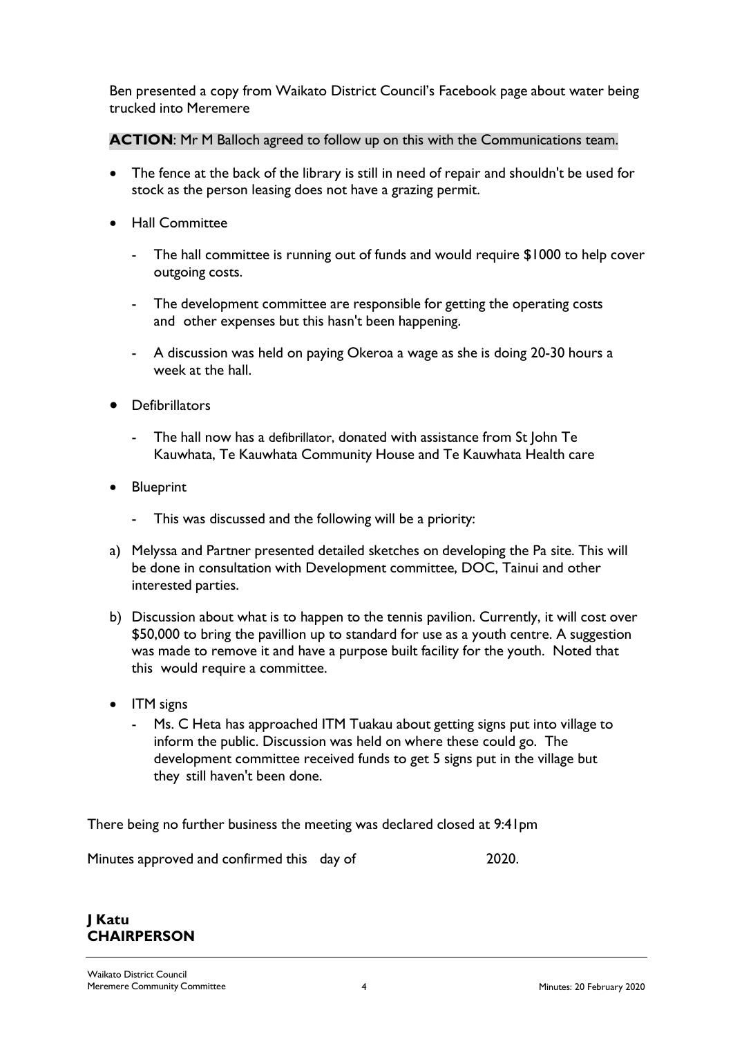Ben presented a copy from Waikato District Council's Facebook page about water being trucked into Meremere

**ACTION**: Mr M Balloch agreed to follow up on this with the Communications team.

- The fence at the back of the library is still in need of repair and shouldn't be used for stock as the person leasing does not have a grazing permit.
- Hall Committee
  - The hall committee is running out of funds and would require $1000 to help cover outgoing costs.
  - The development committee are responsible for getting the operating costs and other expenses but this hasn't been happening.
  - A discussion was held on paying Okeroa a wage as she is doing 20-30 hours a week at the hall.
- Defibrillators
  - The hall now has a defibrillator, donated with assistance from St John Te Kauwhata, Te Kauwhata Community House and Te Kauwhata Health care
- Blueprint
  - This was discussed and the following will be a priority:

a) Melyssa and Partner presented detailed sketches on developing the Pa site. This will be done in consultation with Development committee, DOC, Tainui and other interested parties.

b) Discussion about what is to happen to the tennis pavilion. Currently, it will cost over $50,000 to bring the pavillion up to standard for use as a youth centre. A suggestion was made to remove it and have a purpose built facility for the youth. Noted that this would require a committee.

- ITM signs
  - Ms. C Heta has approached ITM Tuakau about getting signs put into village to inform the public. Discussion was held on where these could go. The development committee received funds to get 5 signs put in the village but they still haven't been done.

There being no further business the meeting was declared closed at 9:41pm

Minutes approved and confirmed this day of 2020.

**J Katu**
**CHAIRPERSON**